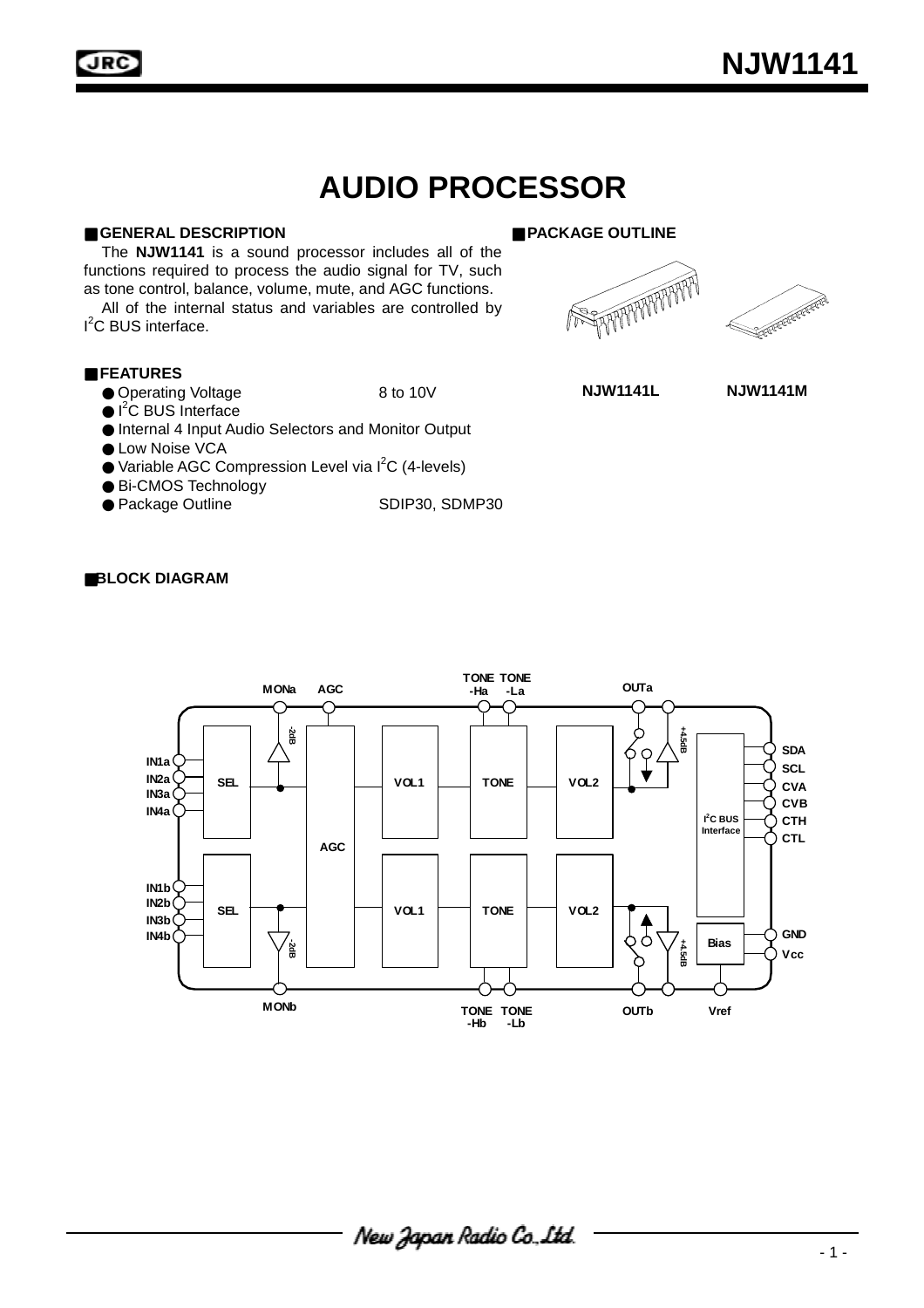# NJW1141

# AUDIO PROCESSOR

## ■ GENERAL DESCRIPTION

The **NJW1141** is a sound processor includes all of the functions required to process the audio signal for TV, such as tone control, balance, volume, mute, and AGC functions.

All of the internal status and variables are controlled by I$^2$C BUS interface.

## ■ PACKAGE OUTLINE

NJW1141L NJW1141M

## ■ FEATURES

- Operating Voltage 8 to 10V
- I$^2$C BUS Interface
- Internal 4 Input Audio Selectors and Monitor Output
- Low Noise VCA
- Variable AGC Compression Level via I$^2$C (4-levels)
- Bi-CMOS Technology
- Package Outline SDIP30, SDMP30

## ■ BLOCK DIAGRAM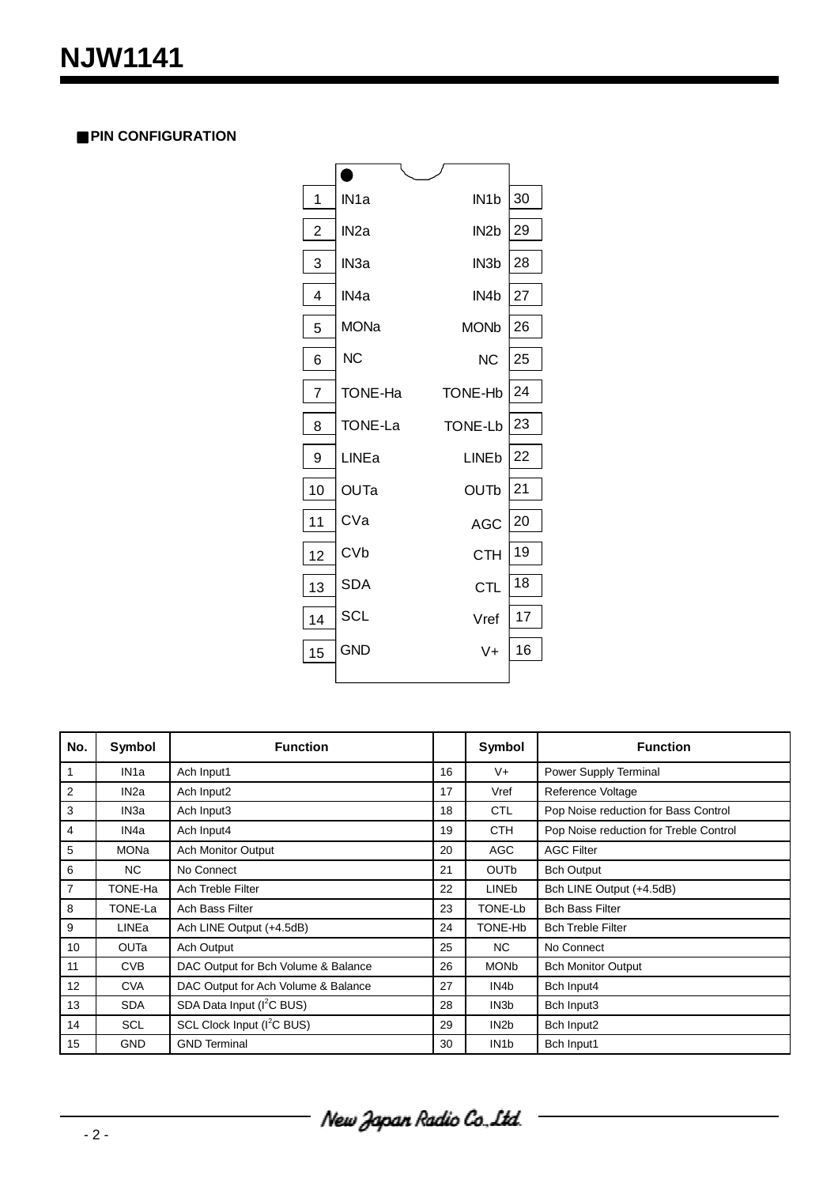## ■PIN CONFIGURATION

| Pin | Left | Right | Pin |
|---|---|---|---|
| 1 | IN1a | IN1b | 30 |
| 2 | IN2a | IN2b | 29 |
| 3 | IN3a | IN3b | 28 |
| 4 | IN4a | IN4b | 27 |
| 5 | MONa | MONb | 26 |
| 6 | NC | NC | 25 |
| 7 | TONE-Ha | TONE-Hb | 24 |
| 8 | TONE-La | TONE-Lb | 23 |
| 9 | LINEa | LINEb | 22 |
| 10 | OUTa | OUTb | 21 |
| 11 | CVa | AGC | 20 |
| 12 | CVb | CTH | 19 |
| 13 | SDA | CTL | 18 |
| 14 | SCL | Vref | 17 |
| 15 | GND | V+ | 16 |

| No. | Symbol | Function | | Symbol | Function |
|---|---|---|---|---|---|
| 1 | IN1a | Ach Input1 | 16 | V+ | Power Supply Terminal |
| 2 | IN2a | Ach Input2 | 17 | Vref | Reference Voltage |
| 3 | IN3a | Ach Input3 | 18 | CTL | Pop Noise reduction for Bass Control |
| 4 | IN4a | Ach Input4 | 19 | CTH | Pop Noise reduction for Treble Control |
| 5 | MONa | Ach Monitor Output | 20 | AGC | AGC Filter |
| 6 | NC | No Connect | 21 | OUTb | Bch Output |
| 7 | TONE-Ha | Ach Treble Filter | 22 | LINEb | Bch LINE Output (+4.5dB) |
| 8 | TONE-La | Ach Bass Filter | 23 | TONE-Lb | Bch Bass Filter |
| 9 | LINEa | Ach LINE Output (+4.5dB) | 24 | TONE-Hb | Bch Treble Filter |
| 10 | OUTa | Ach Output | 25 | NC | No Connect |
| 11 | CVB | DAC Output for Bch Volume & Balance | 26 | MONb | Bch Monitor Output |
| 12 | CVA | DAC Output for Ach Volume & Balance | 27 | IN4b | Bch Input4 |
| 13 | SDA | SDA Data Input ($I^2C$ BUS) | 28 | IN3b | Bch Input3 |
| 14 | SCL | SCL Clock Input ($I^2C$ BUS) | 29 | IN2b | Bch Input2 |
| 15 | GND | GND Terminal | 30 | IN1b | Bch Input1 |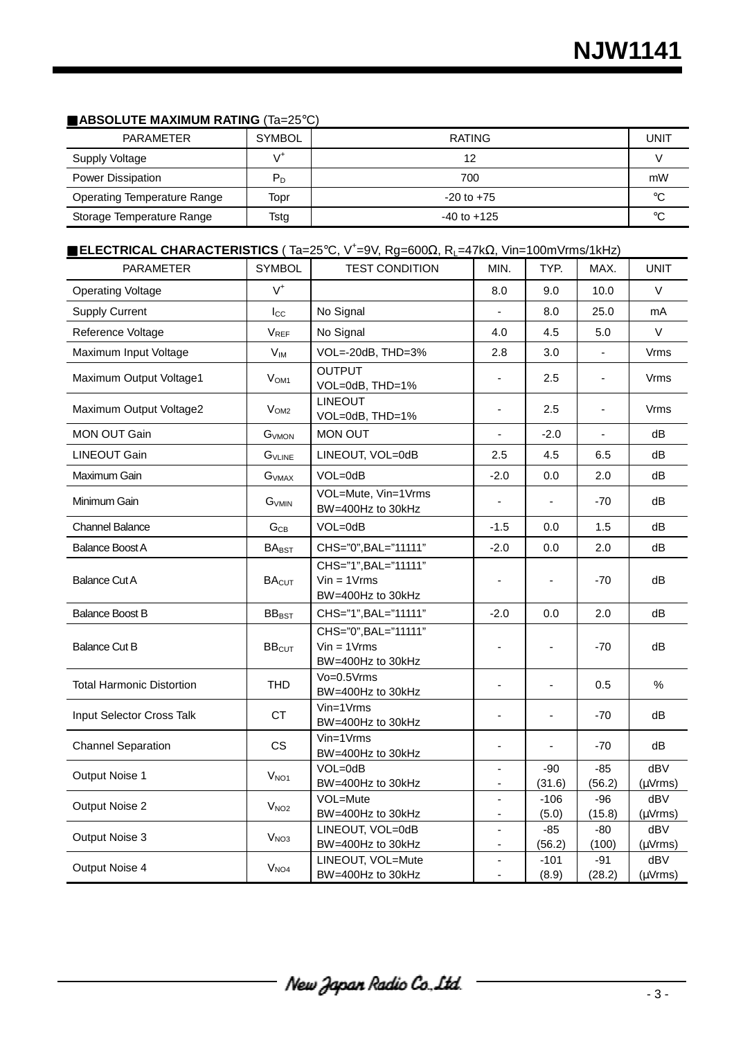## ■ABSOLUTE MAXIMUM RATING (Ta=25°C)

| PARAMETER | SYMBOL | RATING | UNIT |
|---|---|---|---|
| Supply Voltage | $V^+$ | 12 | V |
| Power Dissipation | $P_D$ | 700 | mW |
| Operating Temperature Range | Topr | -20 to +75 | °C |
| Storage Temperature Range | Tstg | -40 to +125 | °C |

## ■ELECTRICAL CHARACTERISTICS ( Ta=25°C, $V^+$=9V, Rg=600Ω, $R_L$=47kΩ, Vin=100mVrms/1kHz)

| PARAMETER | SYMBOL | TEST CONDITION | MIN. | TYP. | MAX. | UNIT |
|---|---|---|---|---|---|---|
| Operating Voltage | $V^+$ | | 8.0 | 9.0 | 10.0 | V |
| Supply Current | $I_{CC}$ | No Signal | - | 8.0 | 25.0 | mA |
| Reference Voltage | $V_{REF}$ | No Signal | 4.0 | 4.5 | 5.0 | V |
| Maximum Input Voltage | $V_{IM}$ | VOL=-20dB, THD=3% | 2.8 | 3.0 | - | Vrms |
| Maximum Output Voltage1 | $V_{OM1}$ | OUTPUT VOL=0dB, THD=1% | - | 2.5 | - | Vrms |
| Maximum Output Voltage2 | $V_{OM2}$ | LINEOUT VOL=0dB, THD=1% | - | 2.5 | - | Vrms |
| MON OUT Gain | $G_{VMON}$ | MON OUT | - | -2.0 | - | dB |
| LINEOUT Gain | $G_{VLINE}$ | LINEOUT, VOL=0dB | 2.5 | 4.5 | 6.5 | dB |
| Maximum Gain | $G_{VMAX}$ | VOL=0dB | -2.0 | 0.0 | 2.0 | dB |
| Minimum Gain | $G_{VMIN}$ | VOL=Mute, Vin=1Vrms BW=400Hz to 30kHz | - | - | -70 | dB |
| Channel Balance | $G_{CB}$ | VOL=0dB | -1.5 | 0.0 | 1.5 | dB |
| Balance Boost A | $BA_{BST}$ | CHS="0",BAL="11111" | -2.0 | 0.0 | 2.0 | dB |
| Balance Cut A | $BA_{CUT}$ | CHS="1",BAL="11111" Vin = 1Vrms BW=400Hz to 30kHz | - | - | -70 | dB |
| Balance Boost B | $BB_{BST}$ | CHS="1",BAL="11111" | -2.0 | 0.0 | 2.0 | dB |
| Balance Cut B | $BB_{CUT}$ | CHS="0",BAL="11111" Vin = 1Vrms BW=400Hz to 30kHz | - | - | -70 | dB |
| Total Harmonic Distortion | THD | Vo=0.5Vrms BW=400Hz to 30kHz | - | - | 0.5 | % |
| Input Selector Cross Talk | CT | Vin=1Vrms BW=400Hz to 30kHz | - | - | -70 | dB |
| Channel Separation | CS | Vin=1Vrms BW=400Hz to 30kHz | - | - | -70 | dB |
| Output Noise 1 | $V_{NO1}$ | VOL=0dB BW=400Hz to 30kHz | - | -90 (31.6) | -85 (56.2) | dBV (µVrms) |
| Output Noise 2 | $V_{NO2}$ | VOL=Mute BW=400Hz to 30kHz | - | -106 (5.0) | -96 (15.8) | dBV (µVrms) |
| Output Noise 3 | $V_{NO3}$ | LINEOUT, VOL=0dB BW=400Hz to 30kHz | - | -85 (56.2) | -80 (100) | dBV (µVrms) |
| Output Noise 4 | $V_{NO4}$ | LINEOUT, VOL=Mute BW=400Hz to 30kHz | - | -101 (8.9) | -91 (28.2) | dBV (µVrms) |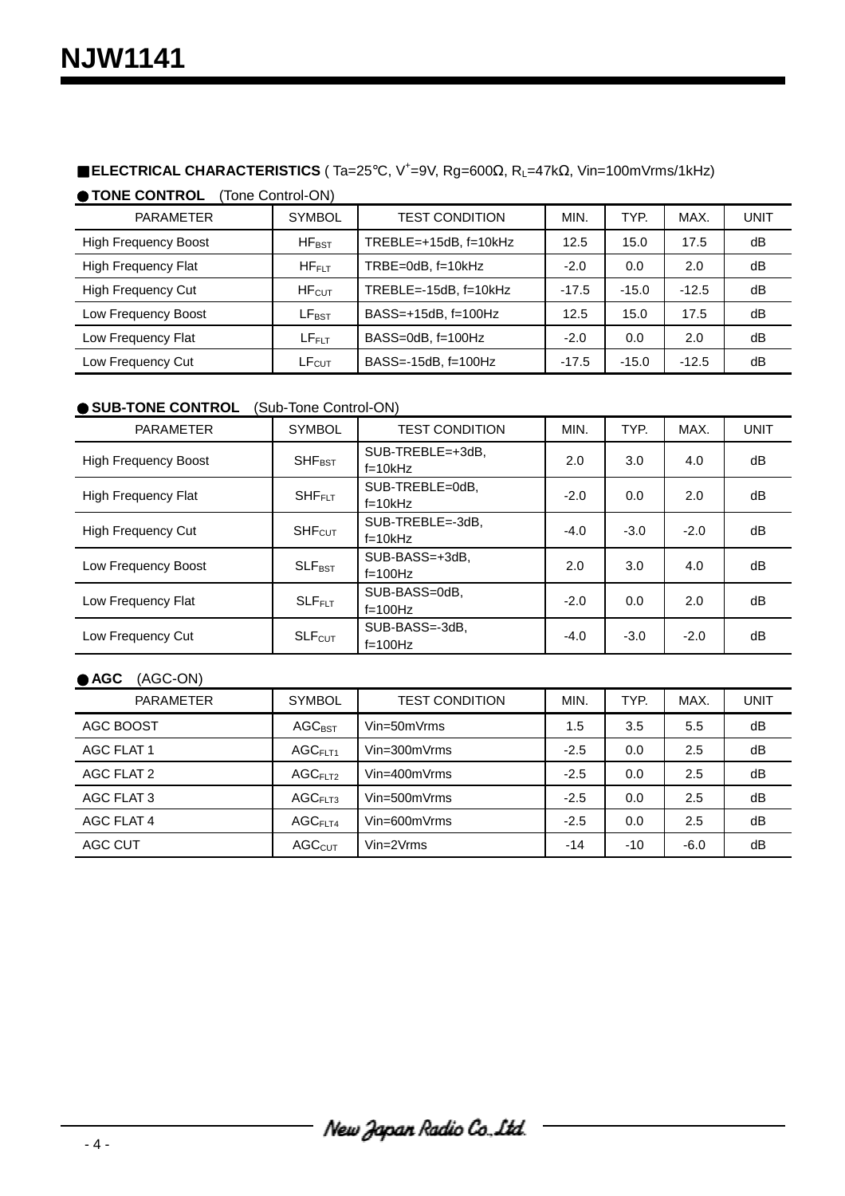## ■ELECTRICAL CHARACTERISTICS ( Ta=25°C, $V^{+}$=9V, Rg=600Ω, $R_L$=47kΩ, Vin=100mVrms/1kHz)

### ● TONE CONTROL (Tone Control-ON)

| PARAMETER | SYMBOL | TEST CONDITION | MIN. | TYP. | MAX. | UNIT |
|---|---|---|---|---|---|---|
| High Frequency Boost | $HF_{BST}$ | TREBLE=+15dB, f=10kHz | 12.5 | 15.0 | 17.5 | dB |
| High Frequency Flat | $HF_{FLT}$ | TRBE=0dB, f=10kHz | -2.0 | 0.0 | 2.0 | dB |
| High Frequency Cut | $HF_{CUT}$ | TREBLE=-15dB, f=10kHz | -17.5 | -15.0 | -12.5 | dB |
| Low Frequency Boost | $LF_{BST}$ | BASS=+15dB, f=100Hz | 12.5 | 15.0 | 17.5 | dB |
| Low Frequency Flat | $LF_{FLT}$ | BASS=0dB, f=100Hz | -2.0 | 0.0 | 2.0 | dB |
| Low Frequency Cut | $LF_{CUT}$ | BASS=-15dB, f=100Hz | -17.5 | -15.0 | -12.5 | dB |

### ● SUB-TONE CONTROL (Sub-Tone Control-ON)

| PARAMETER | SYMBOL | TEST CONDITION | MIN. | TYP. | MAX. | UNIT |
|---|---|---|---|---|---|---|
| High Frequency Boost | $SHF_{BST}$ | SUB-TREBLE=+3dB, f=10kHz | 2.0 | 3.0 | 4.0 | dB |
| High Frequency Flat | $SHF_{FLT}$ | SUB-TREBLE=0dB, f=10kHz | -2.0 | 0.0 | 2.0 | dB |
| High Frequency Cut | $SHF_{CUT}$ | SUB-TREBLE=-3dB, f=10kHz | -4.0 | -3.0 | -2.0 | dB |
| Low Frequency Boost | $SLF_{BST}$ | SUB-BASS=+3dB, f=100Hz | 2.0 | 3.0 | 4.0 | dB |
| Low Frequency Flat | $SLF_{FLT}$ | SUB-BASS=0dB, f=100Hz | -2.0 | 0.0 | 2.0 | dB |
| Low Frequency Cut | $SLF_{CUT}$ | SUB-BASS=-3dB, f=100Hz | -4.0 | -3.0 | -2.0 | dB |

### ● AGC (AGC-ON)

| PARAMETER | SYMBOL | TEST CONDITION | MIN. | TYP. | MAX. | UNIT |
|---|---|---|---|---|---|---|
| AGC BOOST | $AGC_{BST}$ | Vin=50mVrms | 1.5 | 3.5 | 5.5 | dB |
| AGC FLAT 1 | $AGC_{FLT1}$ | Vin=300mVrms | -2.5 | 0.0 | 2.5 | dB |
| AGC FLAT 2 | $AGC_{FLT2}$ | Vin=400mVrms | -2.5 | 0.0 | 2.5 | dB |
| AGC FLAT 3 | $AGC_{FLT3}$ | Vin=500mVrms | -2.5 | 0.0 | 2.5 | dB |
| AGC FLAT 4 | $AGC_{FLT4}$ | Vin=600mVrms | -2.5 | 0.0 | 2.5 | dB |
| AGC CUT | $AGC_{CUT}$ | Vin=2Vrms | -14 | -10 | -6.0 | dB |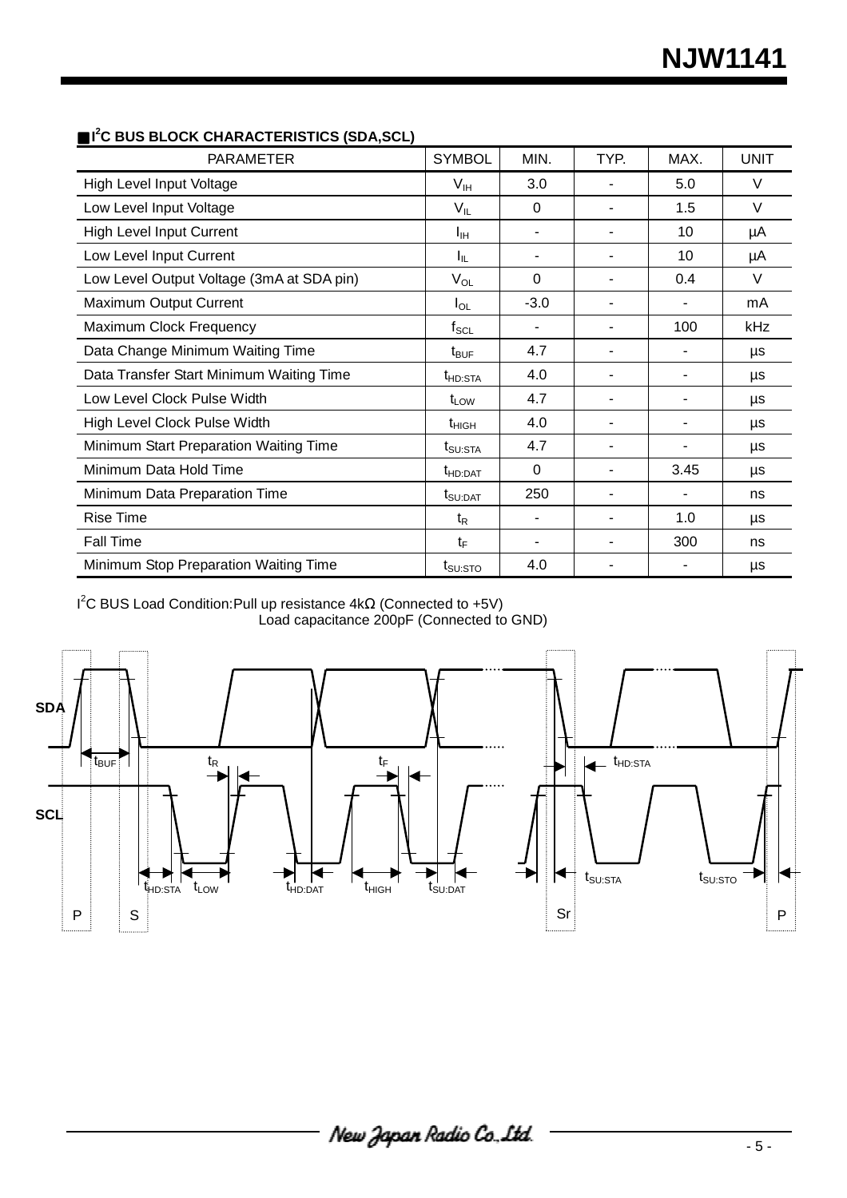## ■$I^2C$ BUS BLOCK CHARACTERISTICS (SDA,SCL)

| PARAMETER | SYMBOL | MIN. | TYP. | MAX. | UNIT |
|---|---|---|---|---|---|
| High Level Input Voltage | $V_{IH}$ | 3.0 | - | 5.0 | V |
| Low Level Input Voltage | $V_{IL}$ | 0 | - | 1.5 | V |
| High Level Input Current | $I_{IH}$ | - | - | 10 | µA |
| Low Level Input Current | $I_{IL}$ | - | - | 10 | µA |
| Low Level Output Voltage (3mA at SDA pin) | $V_{OL}$ | 0 | - | 0.4 | V |
| Maximum Output Current | $I_{OL}$ | -3.0 | - | - | mA |
| Maximum Clock Frequency | $f_{SCL}$ | - | - | 100 | kHz |
| Data Change Minimum Waiting Time | $t_{BUF}$ | 4.7 | - | - | µs |
| Data Transfer Start Minimum Waiting Time | $t_{HD:STA}$ | 4.0 | - | - | µs |
| Low Level Clock Pulse Width | $t_{LOW}$ | 4.7 | - | - | µs |
| High Level Clock Pulse Width | $t_{HIGH}$ | 4.0 | - | - | µs |
| Minimum Start Preparation Waiting Time | $t_{SU:STA}$ | 4.7 | - | - | µs |
| Minimum Data Hold Time | $t_{HD:DAT}$ | 0 | - | 3.45 | µs |
| Minimum Data Preparation Time | $t_{SU:DAT}$ | 250 | - | - | ns |
| Rise Time | $t_R$ | - | - | 1.0 | µs |
| Fall Time | $t_F$ | - | - | 300 | ns |
| Minimum Stop Preparation Waiting Time | $t_{SU:STO}$ | 4.0 | - | - | µs |

$I^2C$ BUS Load Condition: Pull up resistance 4kΩ (Connected to +5V)
Load capacitance 200pF (Connected to GND)

SDA, SCL timing diagram: $t_{BUF}$, $t_R$, $t_F$, $t_{HD:STA}$, $t_{LOW}$, $t_{HD:DAT}$, $t_{HIGH}$, $t_{SU:DAT}$, $t_{SU:STA}$, $t_{SU:STO}$; P, S, Sr, P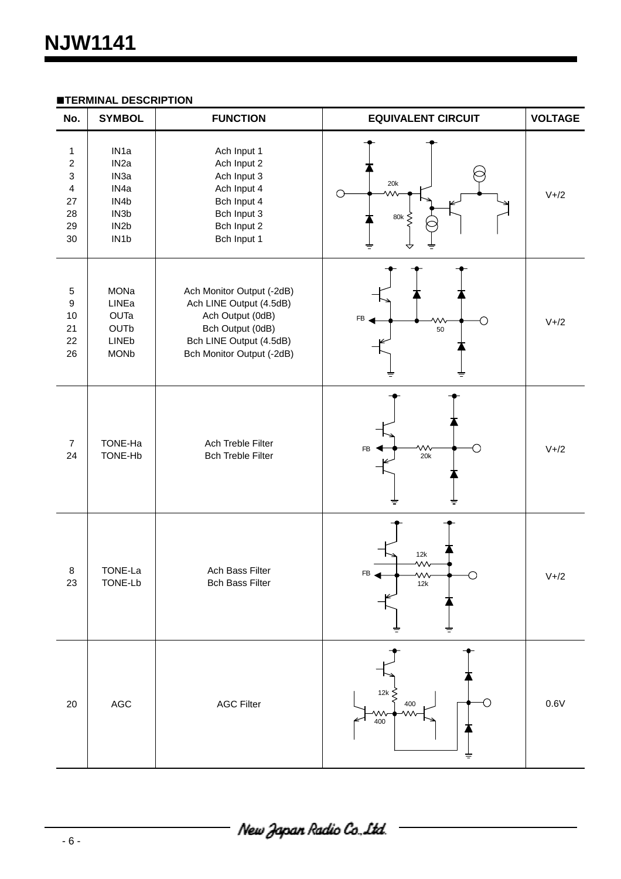■**TERMINAL DESCRIPTION**

| No. | SYMBOL | FUNCTION | EQUIVALENT CIRCUIT | VOLTAGE |
|---|---|---|---|---|
| 1<br>2<br>3<br>4<br>27<br>28<br>29<br>30 | IN1a<br>IN2a<br>IN3a<br>IN4a<br>IN4b<br>IN3b<br>IN2b<br>IN1b | Ach Input 1<br>Ach Input 2<br>Ach Input 3<br>Ach Input 4<br>Bch Input 4<br>Bch Input 3<br>Bch Input 2<br>Bch Input 1 | 20k<br>80k | V+/2 |
| 5<br>9<br>10<br>21<br>22<br>26 | MONa<br>LINEa<br>OUTa<br>OUTb<br>LINEb<br>MONb | Ach Monitor Output (-2dB)<br>Ach LINE Output (4.5dB)<br>Ach Output (0dB)<br>Bch Output (0dB)<br>Bch LINE Output (4.5dB)<br>Bch Monitor Output (-2dB) | FB<br>50 | V+/2 |
| 7<br>24 | TONE-Ha<br>TONE-Hb | Ach Treble Filter<br>Bch Treble Filter | FB<br>20k | V+/2 |
| 8<br>23 | TONE-La<br>TONE-Lb | Ach Bass Filter<br>Bch Bass Filter | 12k<br>FB<br>12k | V+/2 |
| 20 | AGC | AGC Filter | 12k<br>400<br>400 | 0.6V |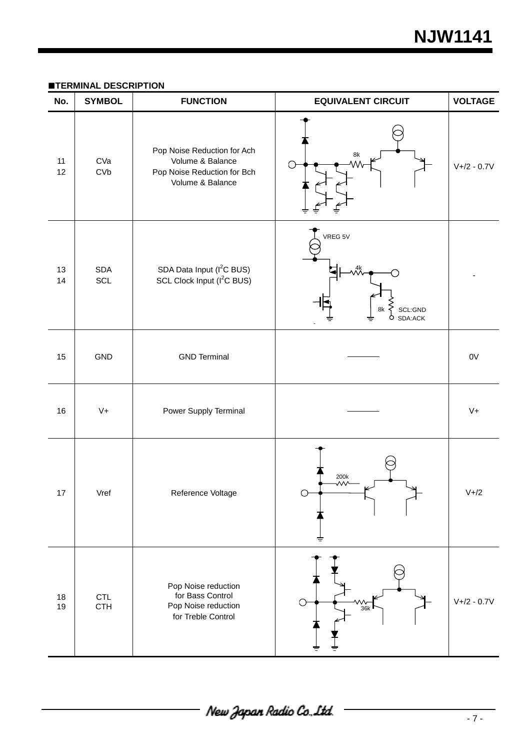## ■TERMINAL DESCRIPTION

| No. | SYMBOL | FUNCTION | EQUIVALENT CIRCUIT | VOLTAGE |
|---|---|---|---|---|
| 11<br>12 | CVa<br>CVb | Pop Noise Reduction for Ach Volume & Balance<br>Pop Noise Reduction for Bch Volume & Balance | 8k | V+/2 - 0.7V |
| 13<br>14 | SDA<br>SCL | SDA Data Input (I$^2$C BUS)<br>SCL Clock Input (I$^2$C BUS) | VREG 5V<br>4k<br>8k<br>SCL:GND<br>SDA:ACK | - |
| 15 | GND | GND Terminal | ――――― | 0V |
| 16 | V+ | Power Supply Terminal | ――――― | V+ |
| 17 | Vref | Reference Voltage | 200k | V+/2 |
| 18<br>19 | CTL<br>CTH | Pop Noise reduction for Bass Control<br>Pop Noise reduction for Treble Control | 36k | V+/2 - 0.7V |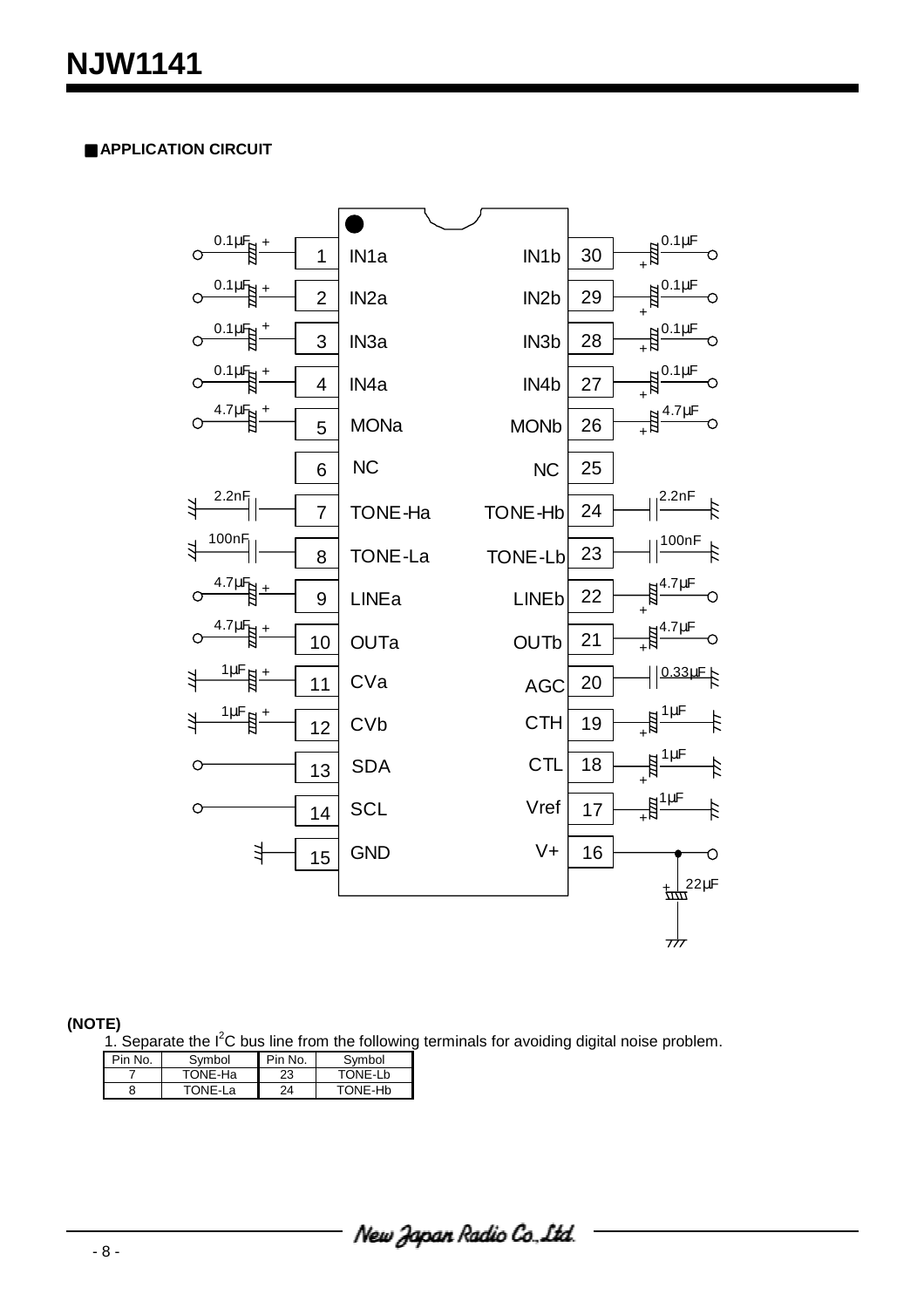## ■ APPLICATION CIRCUIT

| Component | Pin No. | Symbol | Symbol | Pin No. | Component |
|---|---|---|---|---|---|
| 0.1µF | 1 | IN1a | IN1b | 30 | 0.1µF |
| 0.1µF | 2 | IN2a | IN2b | 29 | 0.1µF |
| 0.1µF | 3 | IN3a | IN3b | 28 | 0.1µF |
| 0.1µF | 4 | IN4a | IN4b | 27 | 0.1µF |
| 4.7µF | 5 | MONa | MONb | 26 | 4.7µF |
| | 6 | NC | NC | 25 | |
| 2.2nF | 7 | TONE-Ha | TONE-Hb | 24 | 2.2nF |
| 100nF | 8 | TONE-La | TONE-Lb | 23 | 100nF |
| 4.7µF | 9 | LINEa | LINEb | 22 | 4.7µF |
| 4.7µF | 10 | OUTa | OUTb | 21 | 4.7µF |
| 1µF | 11 | CVa | AGC | 20 | 0.33µF |
| 1µF | 12 | CVb | CTH | 19 | 1µF |
| | 13 | SDA | CTL | 18 | 1µF |
| | 14 | SCL | Vref | 17 | 1µF |
| | 15 | GND | V+ | 16 | 22µF |

**(NOTE)**

1. Separate the $I^2C$ bus line from the following terminals for avoiding digital noise problem.

| Pin No. | Symbol | Pin No. | Symbol |
|---|---|---|---|
| 7 | TONE-Ha | 23 | TONE-Lb |
| 8 | TONE-La | 24 | TONE-Hb |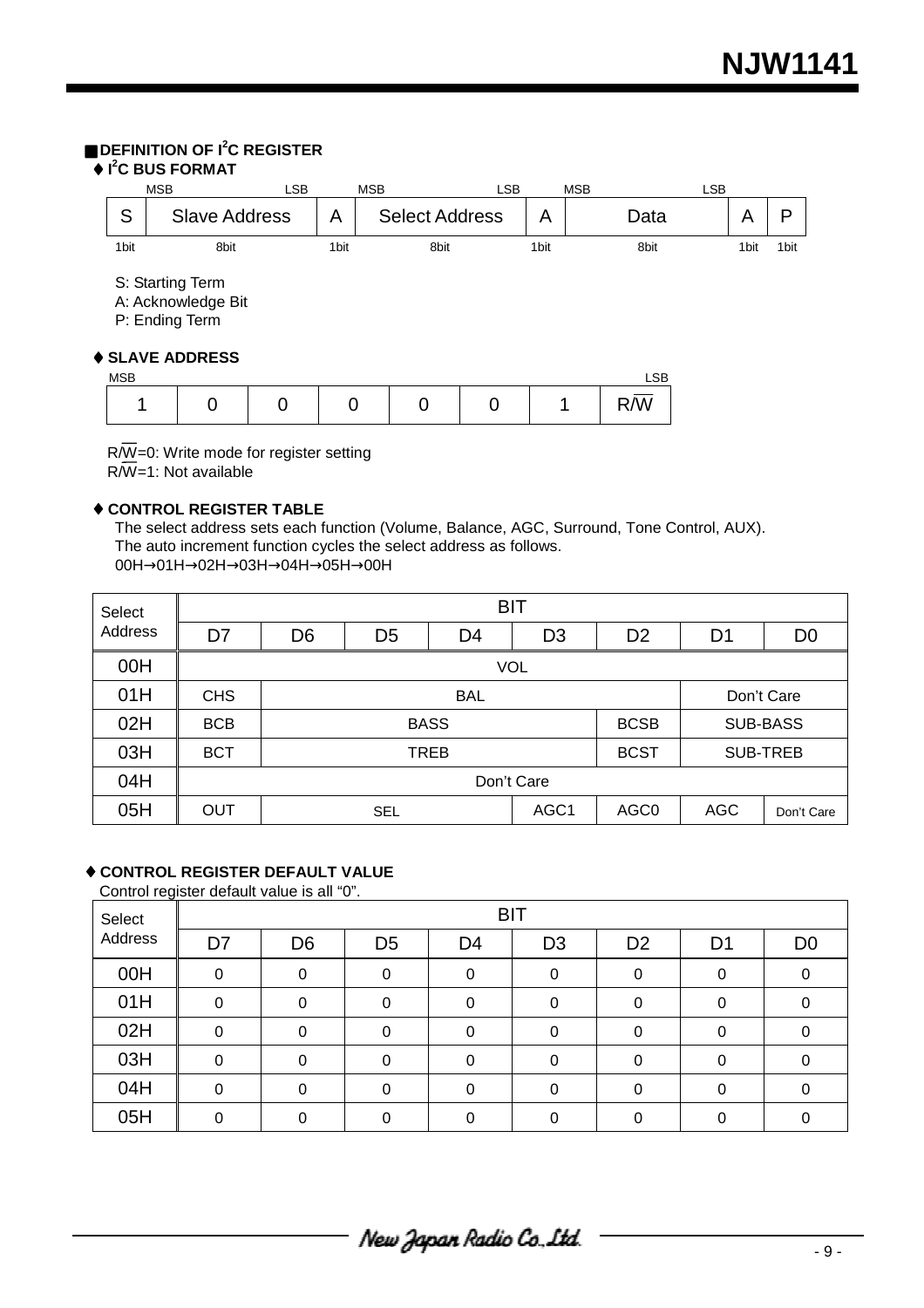## DEFINITION OF I²C REGISTER

### ♦ I²C BUS FORMAT

| | MSB LSB | | MSB LSB | | MSB LSB | | |
|---|---|---|---|---|---|---|---|
| S | Slave Address | A | Select Address | A | Data | A | P |
| 1bit | 8bit | 1bit | 8bit | 1bit | 8bit | 1bit | 1bit |

S: Starting Term
A: Acknowledge Bit
P: Ending Term

### ♦ SLAVE ADDRESS

| MSB | | | | | | | LSB |
|---|---|---|---|---|---|---|---|
| 1 | 0 | 0 | 0 | 0 | 0 | 1 | R/$\overline{W}$ |

R/$\overline{W}$=0: Write mode for register setting
R/$\overline{W}$=1: Not available

### ♦ CONTROL REGISTER TABLE

The select address sets each function (Volume, Balance, AGC, Surround, Tone Control, AUX).
The auto increment function cycles the select address as follows.
00H→01H→02H→03H→04H→05H→00H

| Select Address | BIT | | | | | | | |
|---|---|---|---|---|---|---|---|---|
| | D7 | D6 | D5 | D4 | D3 | D2 | D1 | D0 |
| 00H | VOL | | | | | | | |
| 01H | CHS | BAL | | | | | Don't Care | |
| 02H | BCB | BASS | | | | BCSB | SUB-BASS | |
| 03H | BCT | TREB | | | | BCST | SUB-TREB | |
| 04H | Don't Care | | | | | | | |
| 05H | OUT | SEL | | | AGC1 | AGC0 | AGC | Don't Care |

### ♦ CONTROL REGISTER DEFAULT VALUE

Control register default value is all "0".

| Select Address | BIT | | | | | | | |
|---|---|---|---|---|---|---|---|---|
| | D7 | D6 | D5 | D4 | D3 | D2 | D1 | D0 |
| 00H | 0 | 0 | 0 | 0 | 0 | 0 | 0 | 0 |
| 01H | 0 | 0 | 0 | 0 | 0 | 0 | 0 | 0 |
| 02H | 0 | 0 | 0 | 0 | 0 | 0 | 0 | 0 |
| 03H | 0 | 0 | 0 | 0 | 0 | 0 | 0 | 0 |
| 04H | 0 | 0 | 0 | 0 | 0 | 0 | 0 | 0 |
| 05H | 0 | 0 | 0 | 0 | 0 | 0 | 0 | 0 |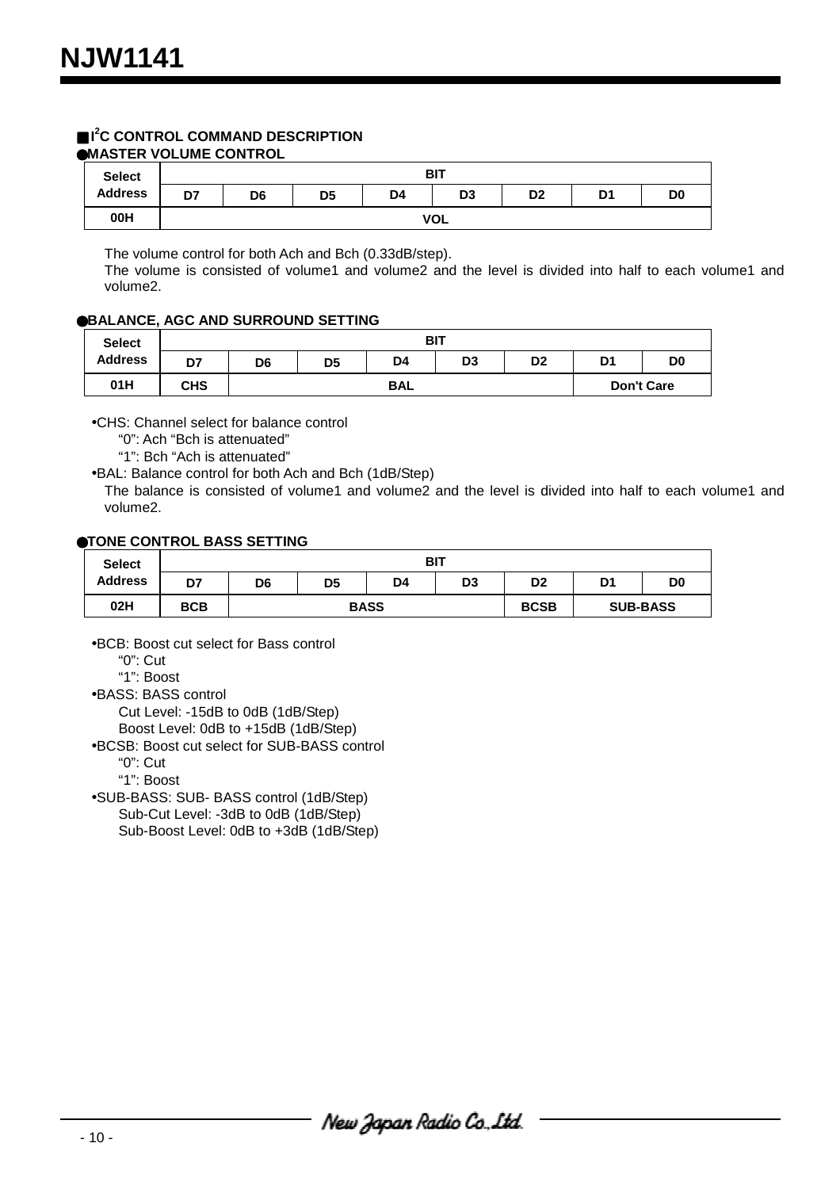## ■I²C CONTROL COMMAND DESCRIPTION

### ●MASTER VOLUME CONTROL

| Select Address | BIT | | | | | | | |
|---|---|---|---|---|---|---|---|---|
| | D7 | D6 | D5 | D4 | D3 | D2 | D1 | D0 |
| 00H | VOL | | | | | | | |

The volume control for both Ach and Bch (0.33dB/step).
The volume is consisted of volume1 and volume2 and the level is divided into half to each volume1 and volume2.

### ●BALANCE, AGC AND SURROUND SETTING

| Select Address | BIT | | | | | | | |
|---|---|---|---|---|---|---|---|---|
| | D7 | D6 | D5 | D4 | D3 | D2 | D1 | D0 |
| 01H | CHS | BAL | | | | | Don't Care | |

- CHS: Channel select for balance control
  - "0": Ach "Bch is attenuated"
  - "1": Bch "Ach is attenuated"
- BAL: Balance control for both Ach and Bch (1dB/Step)
  The balance is consisted of volume1 and volume2 and the level is divided into half to each volume1 and volume2.

### ●TONE CONTROL BASS SETTING

| Select Address | BIT | | | | | | | |
|---|---|---|---|---|---|---|---|---|
| | D7 | D6 | D5 | D4 | D3 | D2 | D1 | D0 |
| 02H | BCB | BASS | | | | BCSB | SUB-BASS | |

- BCB: Boost cut select for Bass control
  - "0": Cut
  - "1": Boost
- BASS: BASS control
  - Cut Level: -15dB to 0dB (1dB/Step)
  - Boost Level: 0dB to +15dB (1dB/Step)
- BCSB: Boost cut select for SUB-BASS control
  - "0": Cut
  - "1": Boost
- SUB-BASS: SUB- BASS control (1dB/Step)
  - Sub-Cut Level: -3dB to 0dB (1dB/Step)
  - Sub-Boost Level: 0dB to +3dB (1dB/Step)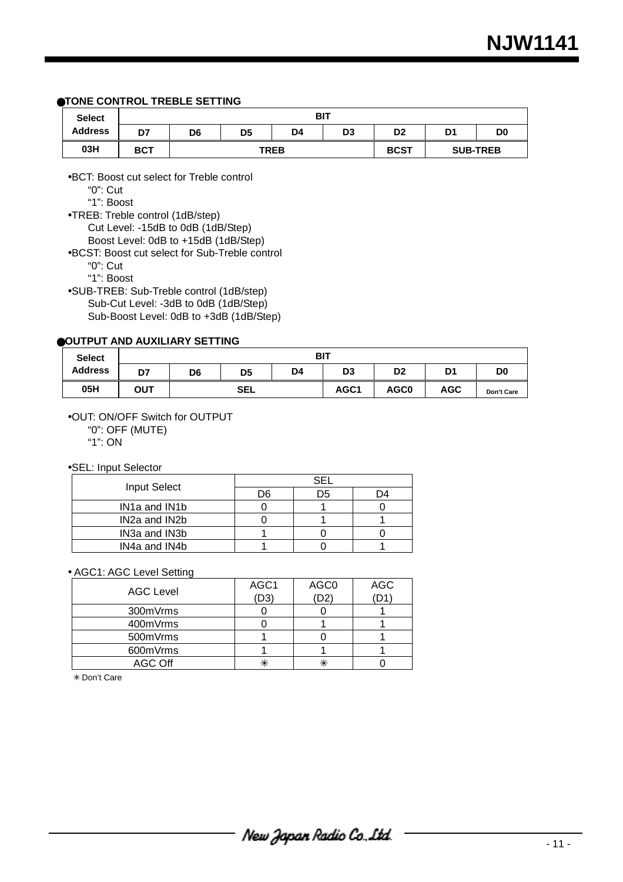## ●TONE CONTROL TREBLE SETTING

| Select Address | BIT | | | | | | | |
|---|---|---|---|---|---|---|---|---|
| | D7 | D6 | D5 | D4 | D3 | D2 | D1 | D0 |
| 03H | BCT | TREB | | | | BCST | SUB-TREB | |

- •BCT: Boost cut select for Treble control
  - "0": Cut
  - "1": Boost
- •TREB: Treble control (1dB/step)
  - Cut Level: -15dB to 0dB (1dB/Step)
  - Boost Level: 0dB to +15dB (1dB/Step)
- •BCST: Boost cut select for Sub-Treble control
  - "0": Cut
  - "1": Boost
- •SUB-TREB: Sub-Treble control (1dB/step)
  - Sub-Cut Level: -3dB to 0dB (1dB/Step)
  - Sub-Boost Level: 0dB to +3dB (1dB/Step)

## ●OUTPUT AND AUXILIARY SETTING

| Select Address | BIT | | | | | | | |
|---|---|---|---|---|---|---|---|---|
| | D7 | D6 | D5 | D4 | D3 | D2 | D1 | D0 |
| 05H | OUT | SEL | | | AGC1 | AGC0 | AGC | Don't Care |

- •OUT: ON/OFF Switch for OUTPUT
  - "0": OFF (MUTE)
  - "1": ON

- •SEL: Input Selector

| Input Select | SEL | | |
|---|---|---|---|
| | D6 | D5 | D4 |
| IN1a and IN1b | 0 | 1 | 0 |
| IN2a and IN2b | 0 | 1 | 1 |
| IN3a and IN3b | 1 | 0 | 0 |
| IN4a and IN4b | 1 | 0 | 1 |

- • AGC1: AGC Level Setting

| AGC Level | AGC1 (D3) | AGC0 (D2) | AGC (D1) |
|---|---|---|---|
| 300mVrms | 0 | 0 | 1 |
| 400mVrms | 0 | 1 | 1 |
| 500mVrms | 1 | 0 | 1 |
| 600mVrms | 1 | 1 | 1 |
| AGC Off | ✳ | ✳ | 0 |

✳ Don't Care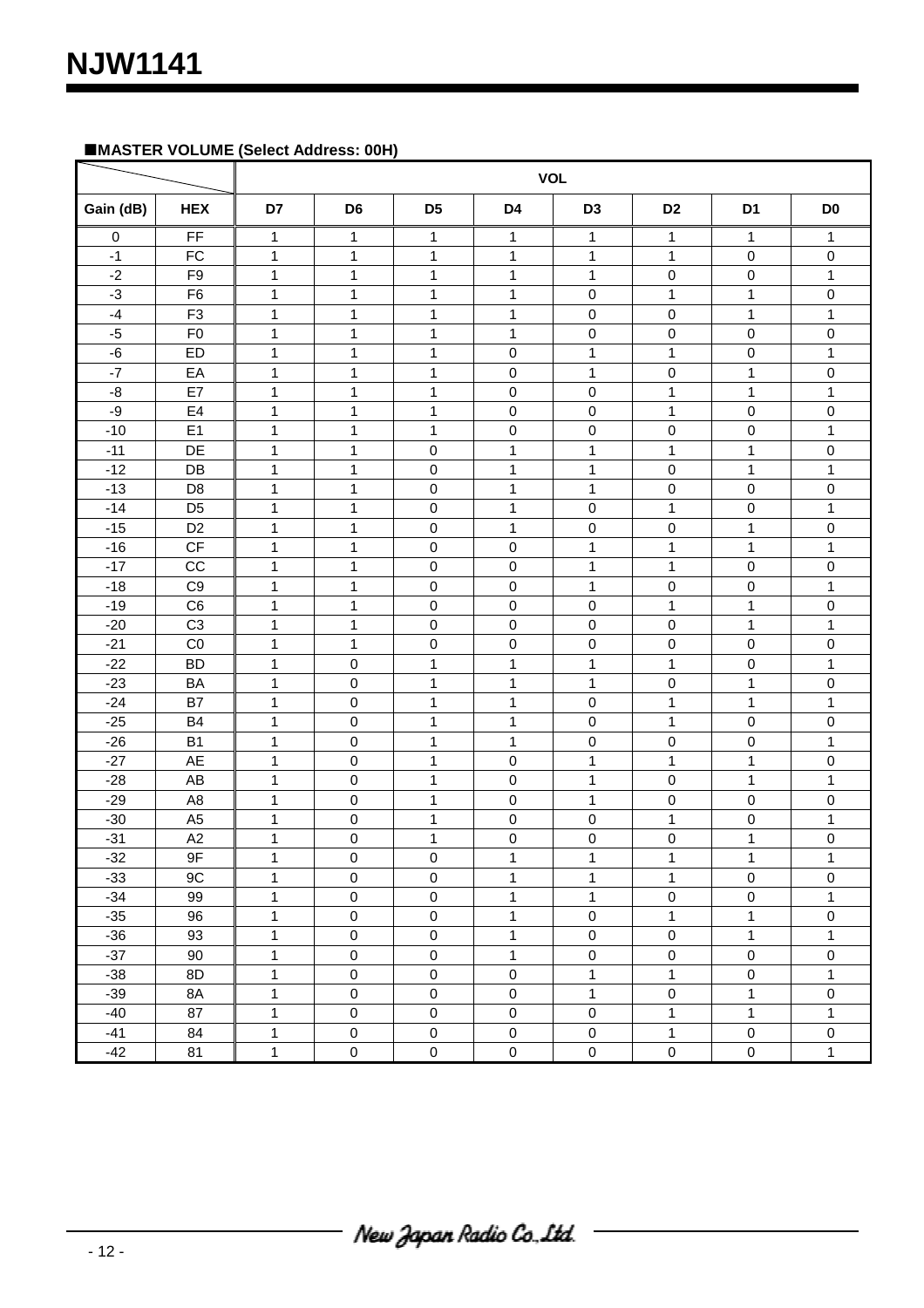## ■MASTER VOLUME (Select Address: 00H)

| | | VOL | | | | | | | |
|---|---|---|---|---|---|---|---|---|---|
| Gain (dB) | HEX | D7 | D6 | D5 | D4 | D3 | D2 | D1 | D0 |
| 0 | FF | 1 | 1 | 1 | 1 | 1 | 1 | 1 | 1 |
| -1 | FC | 1 | 1 | 1 | 1 | 1 | 1 | 0 | 0 |
| -2 | F9 | 1 | 1 | 1 | 1 | 1 | 0 | 0 | 1 |
| -3 | F6 | 1 | 1 | 1 | 1 | 0 | 1 | 1 | 0 |
| -4 | F3 | 1 | 1 | 1 | 1 | 0 | 0 | 1 | 1 |
| -5 | F0 | 1 | 1 | 1 | 1 | 0 | 0 | 0 | 0 |
| -6 | ED | 1 | 1 | 1 | 0 | 1 | 1 | 0 | 1 |
| -7 | EA | 1 | 1 | 1 | 0 | 1 | 0 | 1 | 0 |
| -8 | E7 | 1 | 1 | 1 | 0 | 0 | 1 | 1 | 1 |
| -9 | E4 | 1 | 1 | 1 | 0 | 0 | 1 | 0 | 0 |
| -10 | E1 | 1 | 1 | 1 | 0 | 0 | 0 | 0 | 1 |
| -11 | DE | 1 | 1 | 0 | 1 | 1 | 1 | 1 | 0 |
| -12 | DB | 1 | 1 | 0 | 1 | 1 | 0 | 1 | 1 |
| -13 | D8 | 1 | 1 | 0 | 1 | 1 | 0 | 0 | 0 |
| -14 | D5 | 1 | 1 | 0 | 1 | 0 | 1 | 0 | 1 |
| -15 | D2 | 1 | 1 | 0 | 1 | 0 | 0 | 1 | 0 |
| -16 | CF | 1 | 1 | 0 | 0 | 1 | 1 | 1 | 1 |
| -17 | CC | 1 | 1 | 0 | 0 | 1 | 1 | 0 | 0 |
| -18 | C9 | 1 | 1 | 0 | 0 | 1 | 0 | 0 | 1 |
| -19 | C6 | 1 | 1 | 0 | 0 | 0 | 1 | 1 | 0 |
| -20 | C3 | 1 | 1 | 0 | 0 | 0 | 0 | 1 | 1 |
| -21 | C0 | 1 | 1 | 0 | 0 | 0 | 0 | 0 | 0 |
| -22 | BD | 1 | 0 | 1 | 1 | 1 | 1 | 0 | 1 |
| -23 | BA | 1 | 0 | 1 | 1 | 1 | 0 | 1 | 0 |
| -24 | B7 | 1 | 0 | 1 | 1 | 0 | 1 | 1 | 1 |
| -25 | B4 | 1 | 0 | 1 | 1 | 0 | 1 | 0 | 0 |
| -26 | B1 | 1 | 0 | 1 | 1 | 0 | 0 | 0 | 1 |
| -27 | AE | 1 | 0 | 1 | 0 | 1 | 1 | 1 | 0 |
| -28 | AB | 1 | 0 | 1 | 0 | 1 | 0 | 1 | 1 |
| -29 | A8 | 1 | 0 | 1 | 0 | 1 | 0 | 0 | 0 |
| -30 | A5 | 1 | 0 | 1 | 0 | 0 | 1 | 0 | 1 |
| -31 | A2 | 1 | 0 | 1 | 0 | 0 | 0 | 1 | 0 |
| -32 | 9F | 1 | 0 | 0 | 1 | 1 | 1 | 1 | 1 |
| -33 | 9C | 1 | 0 | 0 | 1 | 1 | 1 | 0 | 0 |
| -34 | 99 | 1 | 0 | 0 | 1 | 1 | 0 | 0 | 1 |
| -35 | 96 | 1 | 0 | 0 | 1 | 0 | 1 | 1 | 0 |
| -36 | 93 | 1 | 0 | 0 | 1 | 0 | 0 | 1 | 1 |
| -37 | 90 | 1 | 0 | 0 | 1 | 0 | 0 | 0 | 0 |
| -38 | 8D | 1 | 0 | 0 | 0 | 1 | 1 | 0 | 1 |
| -39 | 8A | 1 | 0 | 0 | 0 | 1 | 0 | 1 | 0 |
| -40 | 87 | 1 | 0 | 0 | 0 | 0 | 1 | 1 | 1 |
| -41 | 84 | 1 | 0 | 0 | 0 | 0 | 1 | 0 | 0 |
| -42 | 81 | 1 | 0 | 0 | 0 | 0 | 0 | 0 | 1 |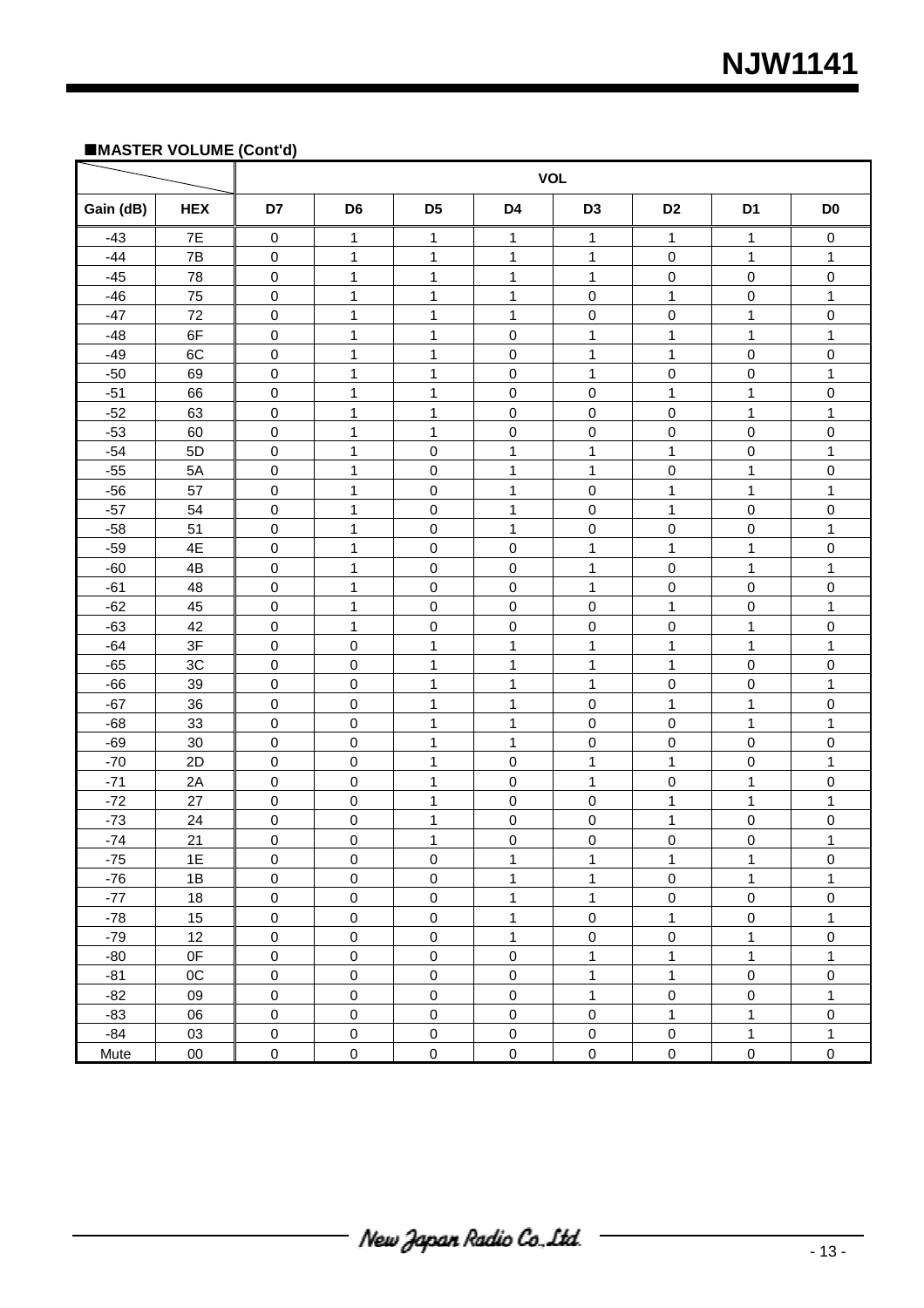## ■MASTER VOLUME (Cont'd)

| | | VOL | | | | | | | |
|---|---|---|---|---|---|---|---|---|---|
| Gain (dB) | HEX | D7 | D6 | D5 | D4 | D3 | D2 | D1 | D0 |
| -43 | 7E | 0 | 1 | 1 | 1 | 1 | 1 | 1 | 0 |
| -44 | 7B | 0 | 1 | 1 | 1 | 1 | 0 | 1 | 1 |
| -45 | 78 | 0 | 1 | 1 | 1 | 1 | 0 | 0 | 0 |
| -46 | 75 | 0 | 1 | 1 | 1 | 0 | 1 | 0 | 1 |
| -47 | 72 | 0 | 1 | 1 | 1 | 0 | 0 | 1 | 0 |
| -48 | 6F | 0 | 1 | 1 | 0 | 1 | 1 | 1 | 1 |
| -49 | 6C | 0 | 1 | 1 | 0 | 1 | 1 | 0 | 0 |
| -50 | 69 | 0 | 1 | 1 | 0 | 1 | 0 | 0 | 1 |
| -51 | 66 | 0 | 1 | 1 | 0 | 0 | 1 | 1 | 0 |
| -52 | 63 | 0 | 1 | 1 | 0 | 0 | 0 | 1 | 1 |
| -53 | 60 | 0 | 1 | 1 | 0 | 0 | 0 | 0 | 0 |
| -54 | 5D | 0 | 1 | 0 | 1 | 1 | 1 | 0 | 1 |
| -55 | 5A | 0 | 1 | 0 | 1 | 1 | 0 | 1 | 0 |
| -56 | 57 | 0 | 1 | 0 | 1 | 0 | 1 | 1 | 1 |
| -57 | 54 | 0 | 1 | 0 | 1 | 0 | 1 | 0 | 0 |
| -58 | 51 | 0 | 1 | 0 | 1 | 0 | 0 | 0 | 1 |
| -59 | 4E | 0 | 1 | 0 | 0 | 1 | 1 | 1 | 0 |
| -60 | 4B | 0 | 1 | 0 | 0 | 1 | 0 | 1 | 1 |
| -61 | 48 | 0 | 1 | 0 | 0 | 1 | 0 | 0 | 0 |
| -62 | 45 | 0 | 1 | 0 | 0 | 0 | 1 | 0 | 1 |
| -63 | 42 | 0 | 1 | 0 | 0 | 0 | 0 | 1 | 0 |
| -64 | 3F | 0 | 0 | 1 | 1 | 1 | 1 | 1 | 1 |
| -65 | 3C | 0 | 0 | 1 | 1 | 1 | 1 | 0 | 0 |
| -66 | 39 | 0 | 0 | 1 | 1 | 1 | 0 | 0 | 1 |
| -67 | 36 | 0 | 0 | 1 | 1 | 0 | 1 | 1 | 0 |
| -68 | 33 | 0 | 0 | 1 | 1 | 0 | 0 | 1 | 1 |
| -69 | 30 | 0 | 0 | 1 | 1 | 0 | 0 | 0 | 0 |
| -70 | 2D | 0 | 0 | 1 | 0 | 1 | 1 | 0 | 1 |
| -71 | 2A | 0 | 0 | 1 | 0 | 1 | 0 | 1 | 0 |
| -72 | 27 | 0 | 0 | 1 | 0 | 0 | 1 | 1 | 1 |
| -73 | 24 | 0 | 0 | 1 | 0 | 0 | 1 | 0 | 0 |
| -74 | 21 | 0 | 0 | 1 | 0 | 0 | 0 | 0 | 1 |
| -75 | 1E | 0 | 0 | 0 | 1 | 1 | 1 | 1 | 0 |
| -76 | 1B | 0 | 0 | 0 | 1 | 1 | 0 | 1 | 1 |
| -77 | 18 | 0 | 0 | 0 | 1 | 1 | 0 | 0 | 0 |
| -78 | 15 | 0 | 0 | 0 | 1 | 0 | 1 | 0 | 1 |
| -79 | 12 | 0 | 0 | 0 | 1 | 0 | 0 | 1 | 0 |
| -80 | 0F | 0 | 0 | 0 | 0 | 1 | 1 | 1 | 1 |
| -81 | 0C | 0 | 0 | 0 | 0 | 1 | 1 | 0 | 0 |
| -82 | 09 | 0 | 0 | 0 | 0 | 1 | 0 | 0 | 1 |
| -83 | 06 | 0 | 0 | 0 | 0 | 0 | 1 | 1 | 0 |
| -84 | 03 | 0 | 0 | 0 | 0 | 0 | 0 | 1 | 1 |
| Mute | 00 | 0 | 0 | 0 | 0 | 0 | 0 | 0 | 0 |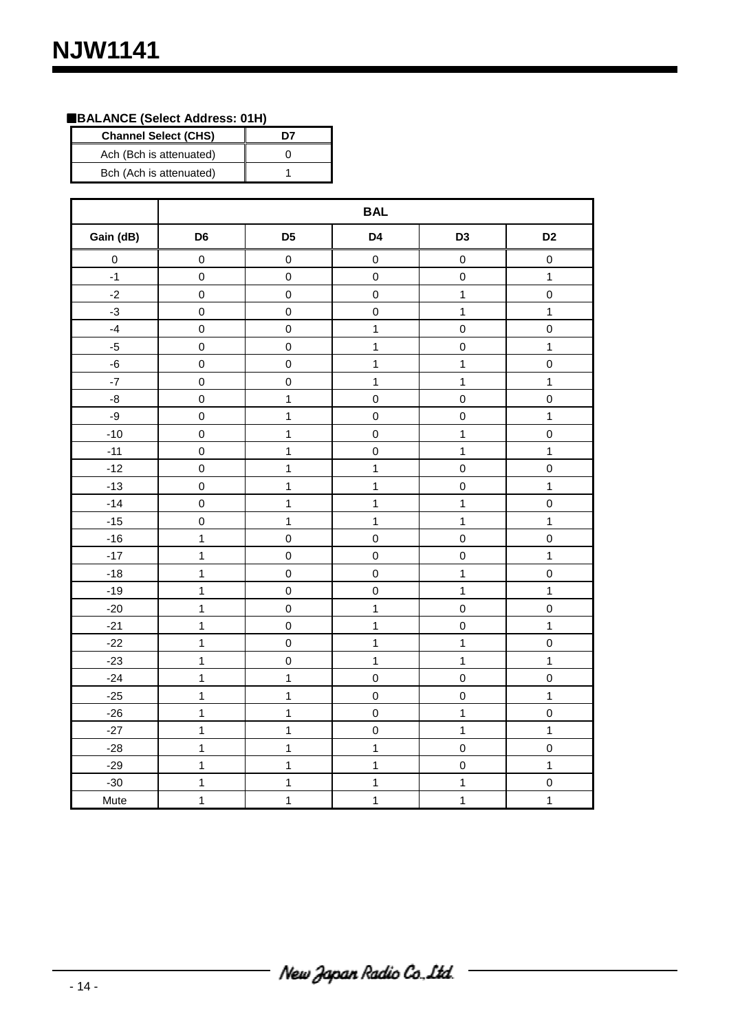■BALANCE (Select Address: 01H)

| Channel Select (CHS) | D7 |
|---|---|
| Ach (Bch is attenuated) | 0 |
| Bch (Ach is attenuated) | 1 |

| | BAL | | | | |
|---|---|---|---|---|---|
| Gain (dB) | D6 | D5 | D4 | D3 | D2 |
| 0 | 0 | 0 | 0 | 0 | 0 |
| -1 | 0 | 0 | 0 | 0 | 1 |
| -2 | 0 | 0 | 0 | 1 | 0 |
| -3 | 0 | 0 | 0 | 1 | 1 |
| -4 | 0 | 0 | 1 | 0 | 0 |
| -5 | 0 | 0 | 1 | 0 | 1 |
| -6 | 0 | 0 | 1 | 1 | 0 |
| -7 | 0 | 0 | 1 | 1 | 1 |
| -8 | 0 | 1 | 0 | 0 | 0 |
| -9 | 0 | 1 | 0 | 0 | 1 |
| -10 | 0 | 1 | 0 | 1 | 0 |
| -11 | 0 | 1 | 0 | 1 | 1 |
| -12 | 0 | 1 | 1 | 0 | 0 |
| -13 | 0 | 1 | 1 | 0 | 1 |
| -14 | 0 | 1 | 1 | 1 | 0 |
| -15 | 0 | 1 | 1 | 1 | 1 |
| -16 | 1 | 0 | 0 | 0 | 0 |
| -17 | 1 | 0 | 0 | 0 | 1 |
| -18 | 1 | 0 | 0 | 1 | 0 |
| -19 | 1 | 0 | 0 | 1 | 1 |
| -20 | 1 | 0 | 1 | 0 | 0 |
| -21 | 1 | 0 | 1 | 0 | 1 |
| -22 | 1 | 0 | 1 | 1 | 0 |
| -23 | 1 | 0 | 1 | 1 | 1 |
| -24 | 1 | 1 | 0 | 0 | 0 |
| -25 | 1 | 1 | 0 | 0 | 1 |
| -26 | 1 | 1 | 0 | 1 | 0 |
| -27 | 1 | 1 | 0 | 1 | 1 |
| -28 | 1 | 1 | 1 | 0 | 0 |
| -29 | 1 | 1 | 1 | 0 | 1 |
| -30 | 1 | 1 | 1 | 1 | 0 |
| Mute | 1 | 1 | 1 | 1 | 1 |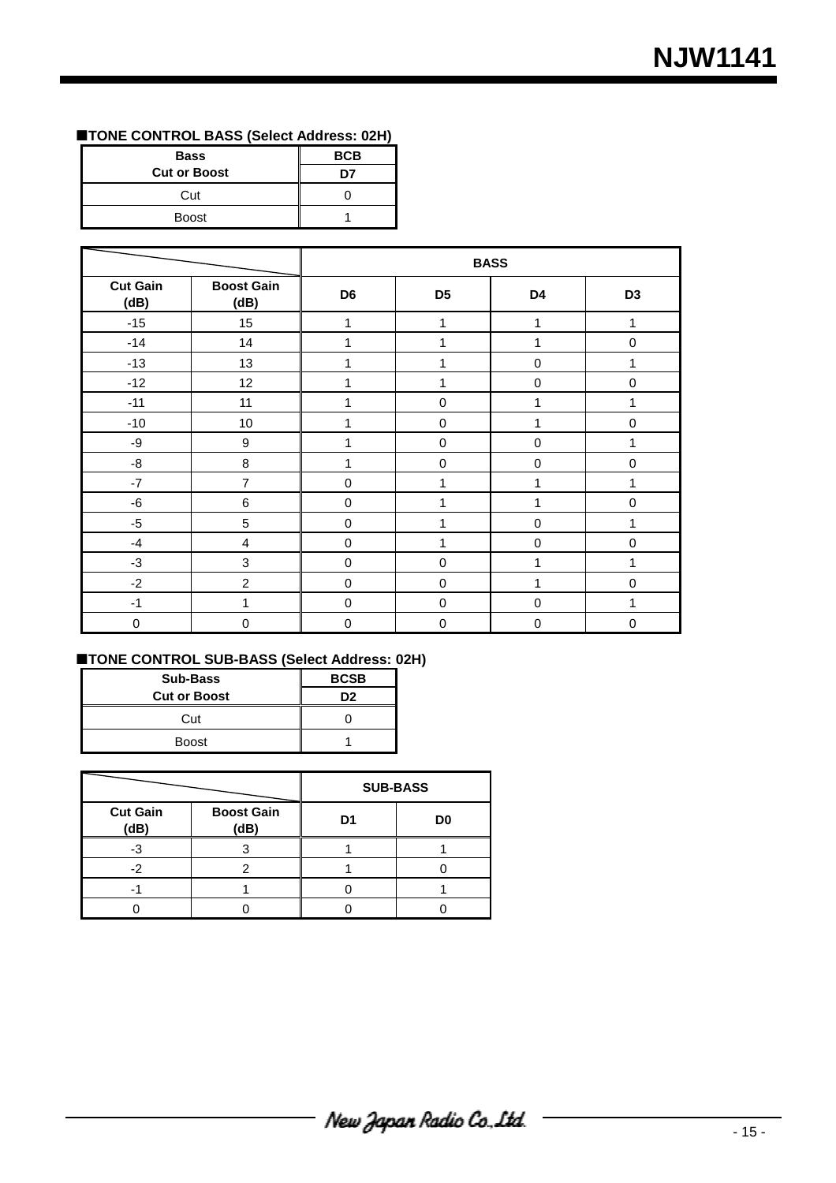## ■TONE CONTROL BASS (Select Address: 02H)

| Bass<br>Cut or Boost | BCB<br>D7 |
|---|---|
| Cut | 0 |
| Boost | 1 |

| | | BASS | | | |
|---|---|---|---|---|---|
| Cut Gain (dB) | Boost Gain (dB) | D6 | D5 | D4 | D3 |
| -15 | 15 | 1 | 1 | 1 | 1 |
| -14 | 14 | 1 | 1 | 1 | 0 |
| -13 | 13 | 1 | 1 | 0 | 1 |
| -12 | 12 | 1 | 1 | 0 | 0 |
| -11 | 11 | 1 | 0 | 1 | 1 |
| -10 | 10 | 1 | 0 | 1 | 0 |
| -9 | 9 | 1 | 0 | 0 | 1 |
| -8 | 8 | 1 | 0 | 0 | 0 |
| -7 | 7 | 0 | 1 | 1 | 1 |
| -6 | 6 | 0 | 1 | 1 | 0 |
| -5 | 5 | 0 | 1 | 0 | 1 |
| -4 | 4 | 0 | 1 | 0 | 0 |
| -3 | 3 | 0 | 0 | 1 | 1 |
| -2 | 2 | 0 | 0 | 1 | 0 |
| -1 | 1 | 0 | 0 | 0 | 1 |
| 0 | 0 | 0 | 0 | 0 | 0 |

## ■TONE CONTROL SUB-BASS (Select Address: 02H)

| Sub-Bass<br>Cut or Boost | BCSB<br>D2 |
|---|---|
| Cut | 0 |
| Boost | 1 |

| | | SUB-BASS | |
|---|---|---|---|
| Cut Gain (dB) | Boost Gain (dB) | D1 | D0 |
| -3 | 3 | 1 | 1 |
| -2 | 2 | 1 | 0 |
| -1 | 1 | 0 | 1 |
| 0 | 0 | 0 | 0 |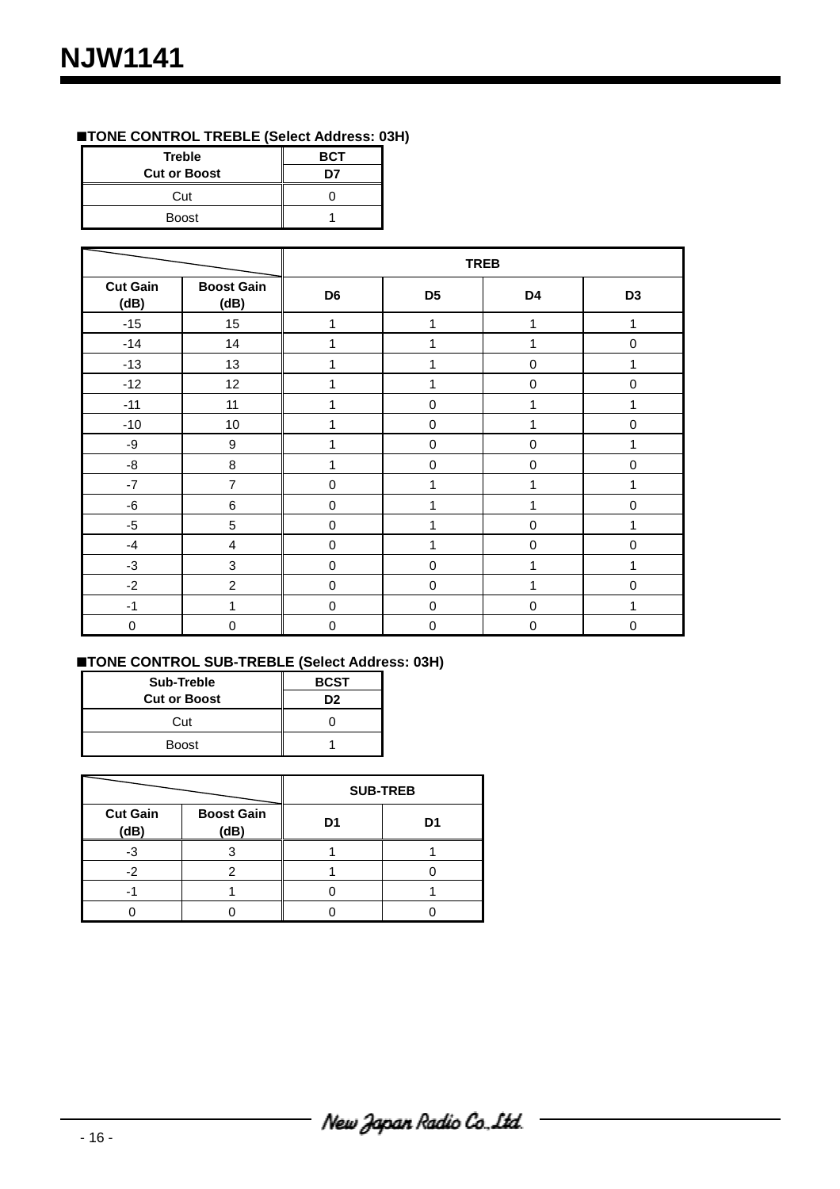■TONE CONTROL TREBLE (Select Address: 03H)

| Treble Cut or Boost | BCT D7 |
|---|---|
| Cut | 0 |
| Boost | 1 |

| | | TREB | | | |
|---|---|---|---|---|---|
| Cut Gain (dB) | Boost Gain (dB) | D6 | D5 | D4 | D3 |
| -15 | 15 | 1 | 1 | 1 | 1 |
| -14 | 14 | 1 | 1 | 1 | 0 |
| -13 | 13 | 1 | 1 | 0 | 1 |
| -12 | 12 | 1 | 1 | 0 | 0 |
| -11 | 11 | 1 | 0 | 1 | 1 |
| -10 | 10 | 1 | 0 | 1 | 0 |
| -9 | 9 | 1 | 0 | 0 | 1 |
| -8 | 8 | 1 | 0 | 0 | 0 |
| -7 | 7 | 0 | 1 | 1 | 1 |
| -6 | 6 | 0 | 1 | 1 | 0 |
| -5 | 5 | 0 | 1 | 0 | 1 |
| -4 | 4 | 0 | 1 | 0 | 0 |
| -3 | 3 | 0 | 0 | 1 | 1 |
| -2 | 2 | 0 | 0 | 1 | 0 |
| -1 | 1 | 0 | 0 | 0 | 1 |
| 0 | 0 | 0 | 0 | 0 | 0 |

■TONE CONTROL SUB-TREBLE (Select Address: 03H)

| Sub-Treble Cut or Boost | BCST D2 |
|---|---|
| Cut | 0 |
| Boost | 1 |

| | | SUB-TREB | |
|---|---|---|---|
| Cut Gain (dB) | Boost Gain (dB) | D1 | D1 |
| -3 | 3 | 1 | 1 |
| -2 | 2 | 1 | 0 |
| -1 | 1 | 0 | 1 |
| 0 | 0 | 0 | 0 |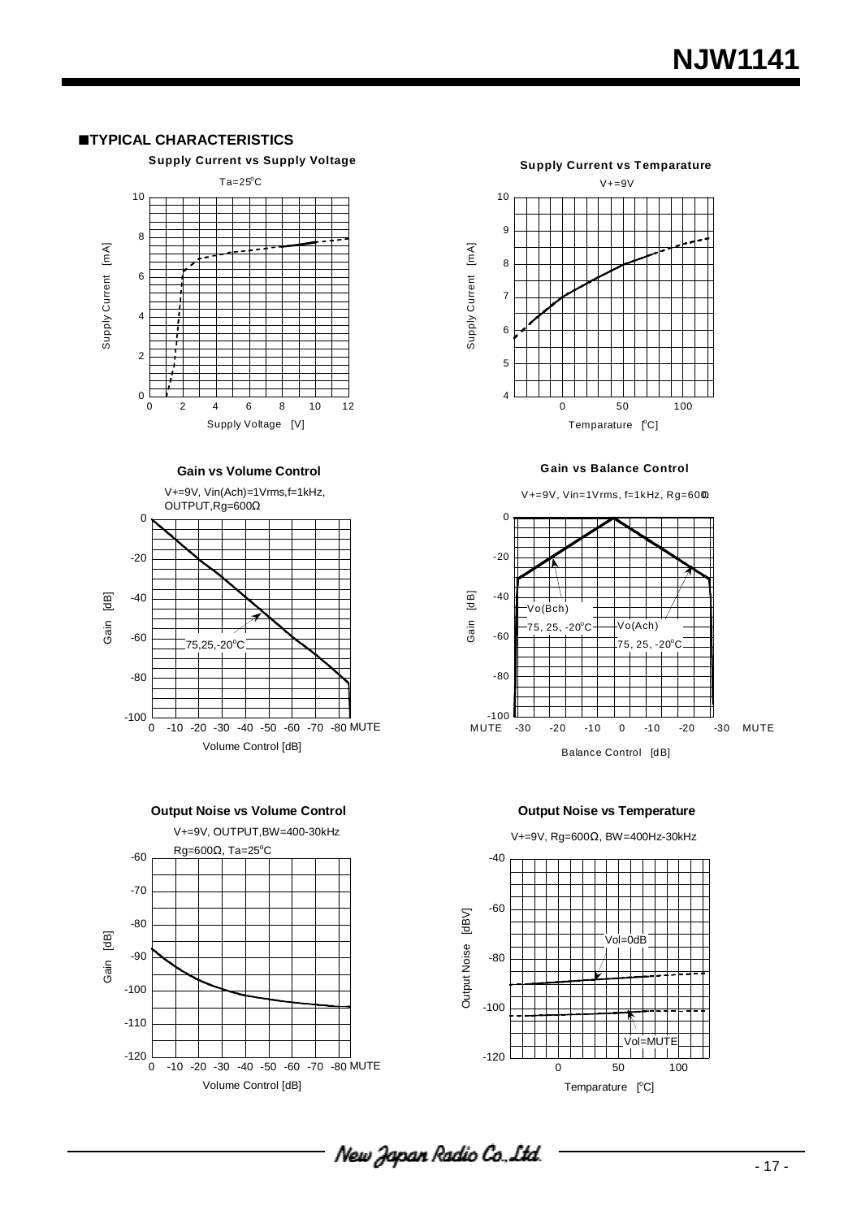## ■TYPICAL CHARACTERISTICS

**Supply Current vs Supply Voltage**

Ta=25°C

Supply Current [mA]

Supply Voltage [V]

**Supply Current vs Temparature**

V+=9V

Supply Current [mA]

Temparature [°C]

**Gain vs Volume Control**

V+=9V, Vin(Ach)=1Vrms,f=1kHz, OUTPUT,Rg=600Ω

75,25,-20°C

Gain [dB]

Volume Control [dB]

**Gain vs Balance Control**

V+=9V, Vin=1Vrms, f=1kHz, Rg=600Ω

Vo(Bch) 75, 25, -20°C

Vo(Ach) 75, 25, -20°C

Gain [dB]

Balance Control [dB]

**Output Noise vs Volume Control**

V+=9V, OUTPUT,BW=400-30kHz

Rg=600Ω, Ta=25°C

Gain [dB]

Volume Control [dB]

**Output Noise vs Temperature**

V+=9V, Rg=600Ω, BW=400Hz-30kHz

Vol=0dB

Vol=MUTE

Output Noise [dBV]

Temparature [°C]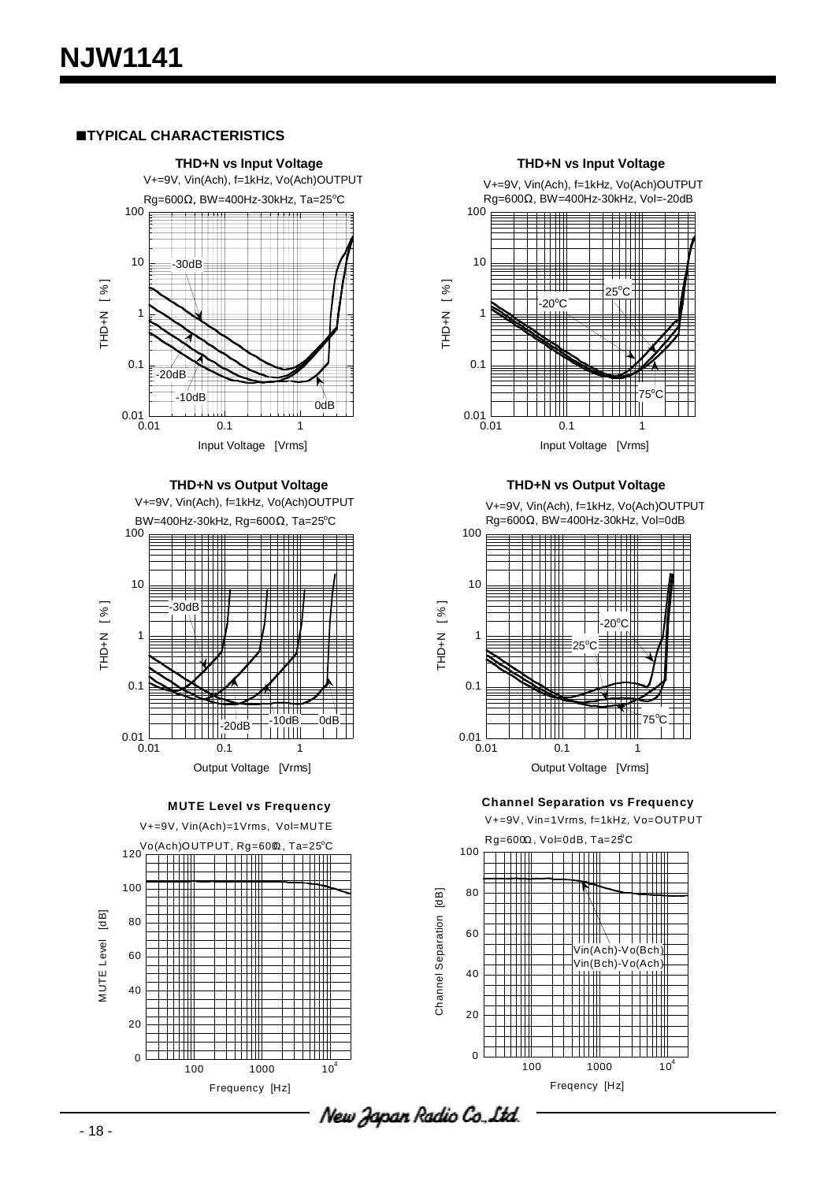## ■TYPICAL CHARACTERISTICS

**THD+N vs Input Voltage**

V+=9V, Vin(Ach), f=1kHz, Vo(Ach)OUTPUT
Rg=600Ω, BW=400Hz-30kHz, Ta=25°C

**THD+N vs Input Voltage**

V+=9V, Vin(Ach), f=1kHz, Vo(Ach)OUTPUT
Rg=600Ω, BW=400Hz-30kHz, Vol=-20dB

**THD+N vs Output Voltage**

V+=9V, Vin(Ach), f=1kHz, Vo(Ach)OUTPUT
BW=400Hz-30kHz, Rg=600Ω, Ta=25°C

**THD+N vs Output Voltage**

V+=9V, Vin(Ach), f=1kHz, Vo(Ach)OUTPUT
Rg=600Ω, BW=400Hz-30kHz, Vol=0dB

**MUTE Level vs Frequency**

V+=9V, Vin(Ach)=1Vrms, Vol=MUTE
Vo(Ach)OUTPUT, Rg=600Ω, Ta=25°C

**Channel Separation vs Frequency**

V+=9V, Vin=1Vrms, f=1kHz, Vo=OUTPUT
Rg=600Ω, Vol=0dB, Ta=25°C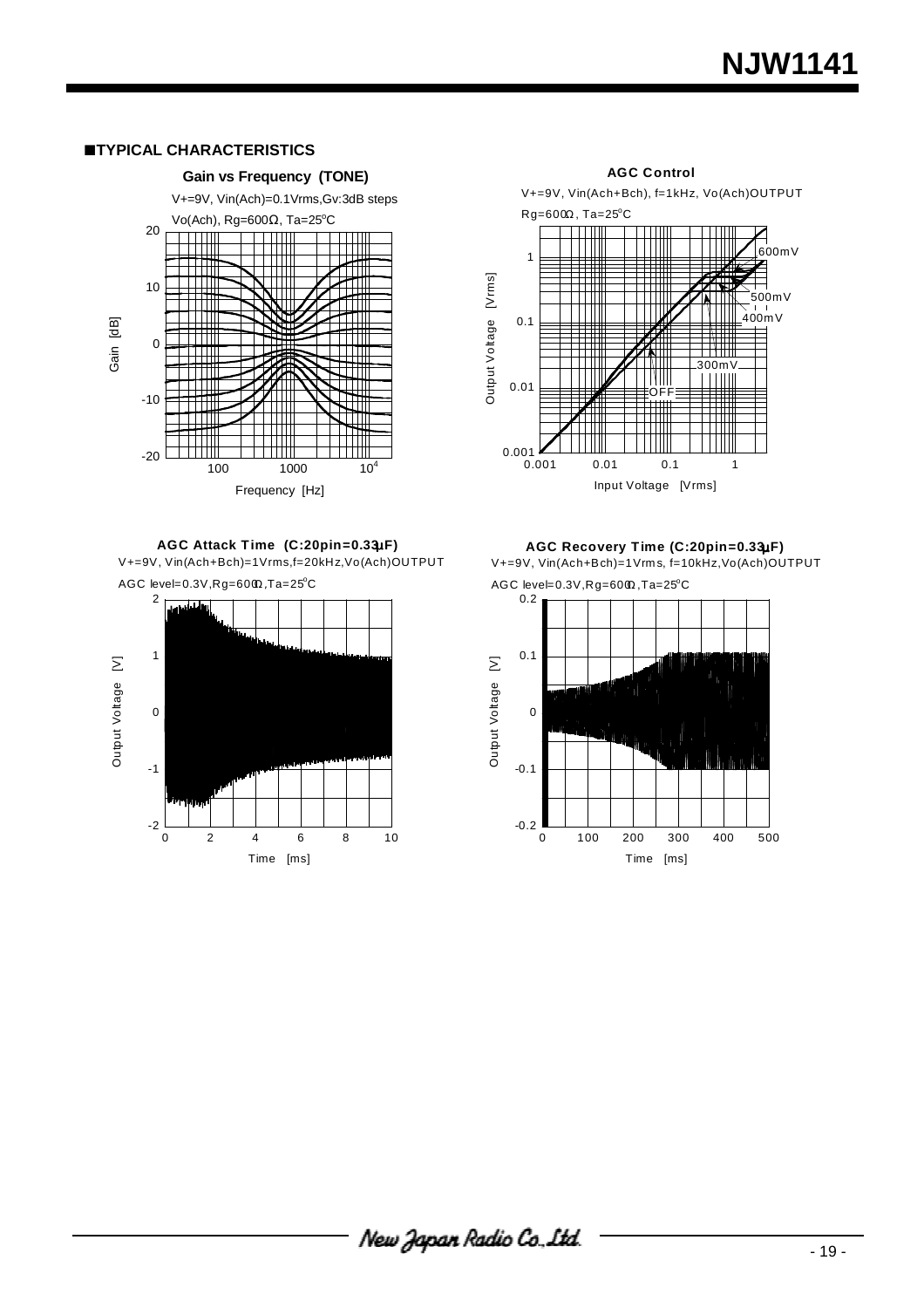## ■TYPICAL CHARACTERISTICS

**Gain vs Frequency (TONE)**

V+=9V, Vin(Ach)=0.1Vrms,Gv:3dB steps

Vo(Ach), Rg=600Ω, Ta=25°C

**AGC Control**

V+=9V, Vin(Ach+Bch), f=1kHz, Vo(Ach)OUTPUT

Rg=600Ω, Ta=25°C

**AGC Attack Time (C:20pin=0.33μF)**

V+=9V, Vin(Ach+Bch)=1Vrms,f=20kHz,Vo(Ach)OUTPUT

AGC level=0.3V,Rg=600Ω,Ta=25°C

**AGC Recovery Time (C:20pin=0.33μF)**

V+=9V, Vin(Ach+Bch)=1Vrms, f=10kHz,Vo(Ach)OUTPUT

AGC level=0.3V,Rg=600Ω,Ta=25°C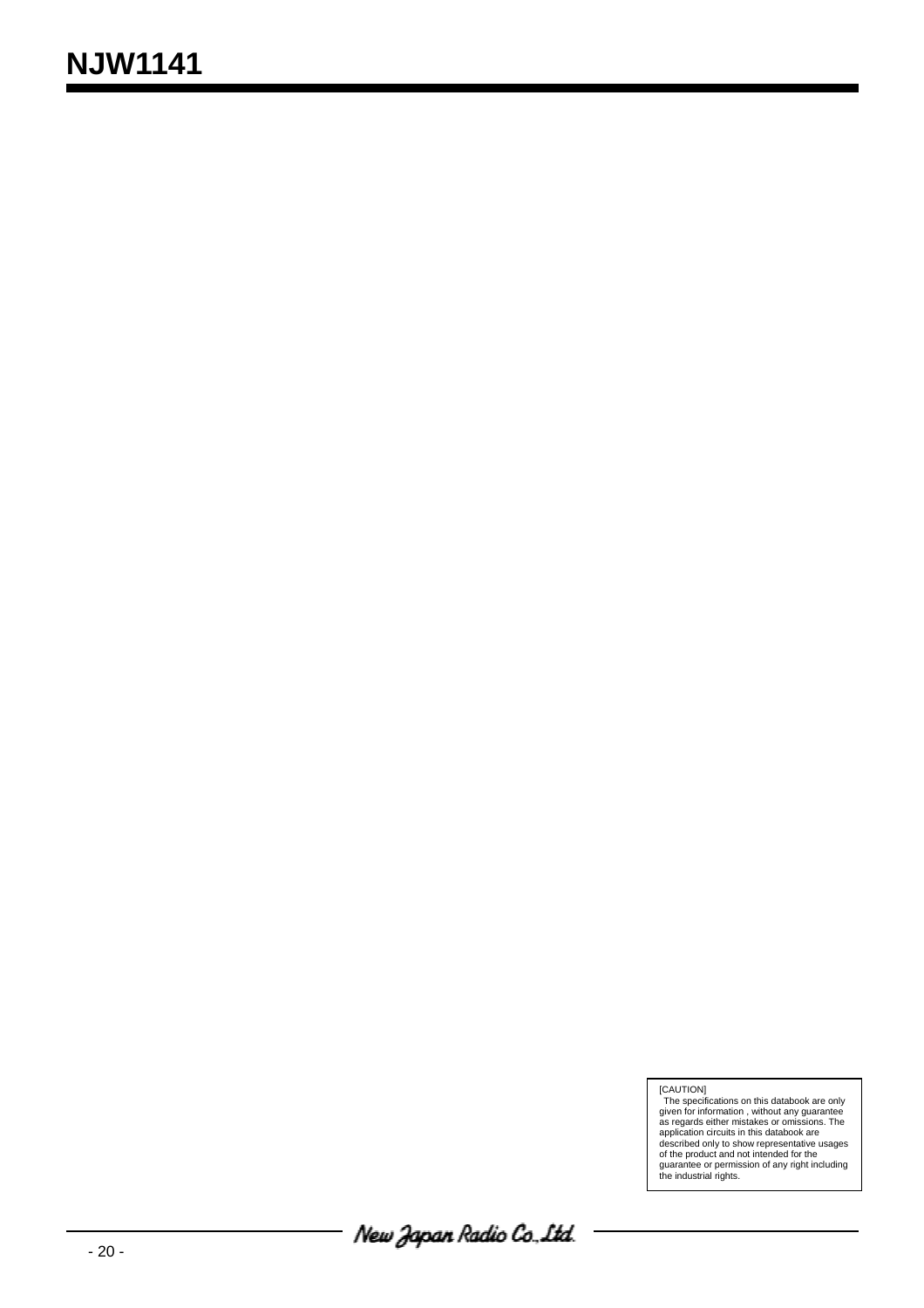[CAUTION]
The specifications on this databook are only given for information , without any guarantee as regards either mistakes or omissions. The application circuits in this databook are described only to show representative usages of the product and not intended for the guarantee or permission of any right including the industrial rights.